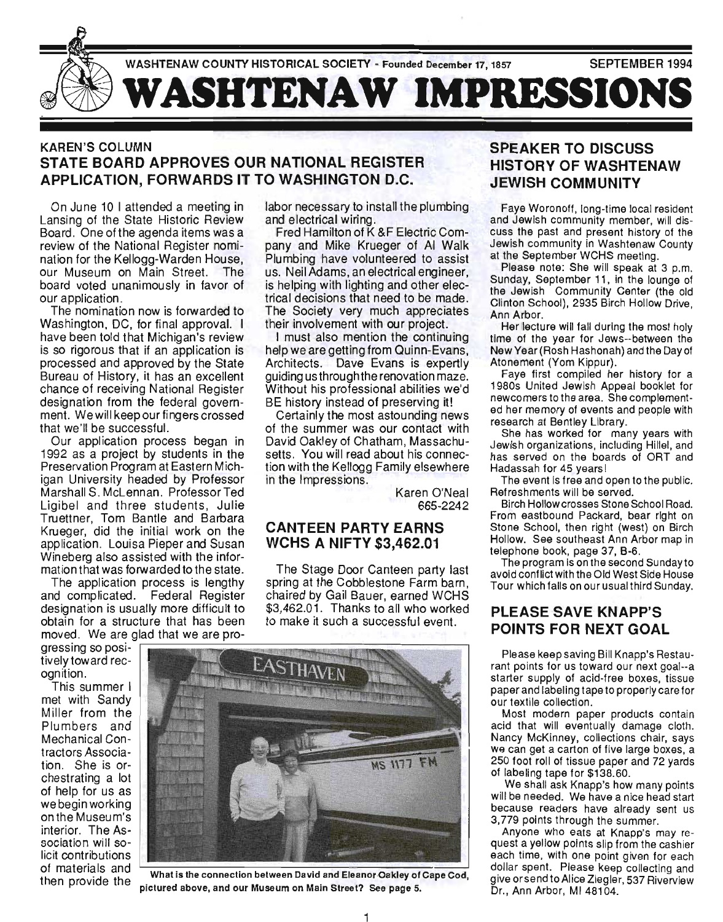WASHTENAW COUNTY HISTORICAL SOCIETY - Founded December 17, 1857 — SEPTEMBER 1994

# WASHTENAW IMPRESSIONS

## KAREN'S COLUMN
## STATE BOARD APPROVES OUR NATIONAL REGISTER APPLICATION, FORWARDS IT TO WASHINGTON D.C.

On June 10 I attended a meeting in Lansing of the State Historic Review Board. One of the agenda items was a review of the National Register nomination for the Kellogg-Warden House, our Museum on Main Street. The board voted unanimously in favor of our application.

The nomination now is forwarded to Washington, DC, for final approval. I have been told that Michigan's review is so rigorous that if an application is processed and approved by the State Bureau of History, it has an excellent chance of receiving National Register designation from the federal government. We will keep our fingers crossed that we'll be successful.

Our application process began in 1992 as a project by students in the Preservation Program at Eastern Michigan University headed by Professor Marshall S. McLennan. Professor Ted Ligibel and three students, Julie Truettner, Tom Bantle and Barbara Krueger, did the initial work on the application. Louisa Pieper and Susan Wineberg also assisted with the information that was forwarded to the state.

The application process is lengthy and complicated. Federal Register designation is usually more difficult to obtain for a structure that has been moved. We are glad that we are progressing so positively toward recognition.

This summer I met with Sandy Miller from the Plumbers and Mechanical Contractors Association. She is orchestrating a lot of help for us as we begin working on the Museum's interior. The Association will solicit contributions of materials and then provide the labor necessary to install the plumbing and electrical wiring.

Fred Hamilton of K &F Electric Company and Mike Krueger of Al Walk Plumbing have volunteered to assist us. Neil Adams, an electrical engineer, is helping with lighting and other electrical decisions that need to be made. The Society very much appreciates their involvement with our project.

I must also mention the continuing help we are getting from Quinn-Evans, Architects. Dave Evans is expertly guiding us through the renovation maze. Without his professional abilities we'd BE history instead of preserving it!

Certainly the most astounding news of the summer was our contact with David Oakley of Chatham, Massachusetts. You will read about his connection with the Kellogg Family elsewhere in the Impressions.

Karen O'Neal
665-2242

## CANTEEN PARTY EARNS WCHS A NIFTY $3,462.01

The Stage Door Canteen party last spring at the Cobblestone Farm barn, chaired by Gail Bauer, earned WCHS $3,462.01. Thanks to all who worked to make it such a successful event.

**What is the connection between David and Eleanor Oakley of Cape Cod, pictured above, and our Museum on Main Street? See page 5.**

## SPEAKER TO DISCUSS HISTORY OF WASHTENAW JEWISH COMMUNITY

Faye Woronoff, long-time local resident and Jewish community member, will discuss the past and present history of the Jewish community in Washtenaw County at the September WCHS meeting.

Please note: She will speak at 3 p.m. Sunday, September 11, in the lounge of the Jewish Community Center (the old Clinton School), 2935 Birch Hollow Drive, Ann Arbor.

Her lecture will fall during the most holy time of the year for Jews--between the New Year (Rosh Hashonah) and the Day of Atonement (Yom Kippur).

Faye first compiled her history for a 1980s United Jewish Appeal booklet for newcomers to the area. She complemented her memory of events and people with research at Bentley Library.

She has worked for many years with Jewish organizations, including Hillel, and has served on the boards of ORT and Hadassah for 45 years!

The event is free and open to the public. Refreshments will be served.

Birch Hollow crosses Stone School Road. From eastbound Packard, bear right on Stone School, then right (west) on Birch Hollow. See southeast Ann Arbor map in telephone book, page 37, B-6.

The program is on the second Sunday to avoid conflict with the Old West Side House Tour which falls on our usual third Sunday.

## PLEASE SAVE KNAPP'S POINTS FOR NEXT GOAL

Please keep saving Bill Knapp's Restaurant points for us toward our next goal--a starter supply of acid-free boxes, tissue paper and labeling tape to properly care for our textile collection.

Most modern paper products contain acid that will eventually damage cloth. Nancy McKinney, collections chair, says we can get a carton of five large boxes, a 250 foot roll of tissue paper and 72 yards of labeling tape for $138.60.

We shall ask Knapp's how many points will be needed. We have a nice head start because readers have already sent us 3,779 points through the summer.

Anyone who eats at Knapp's may request a yellow points slip from the cashier each time, with one point given for each dollar spent. Please keep collecting and give or send to Alice Ziegler, 537 Riverview Dr., Ann Arbor, MI 48104.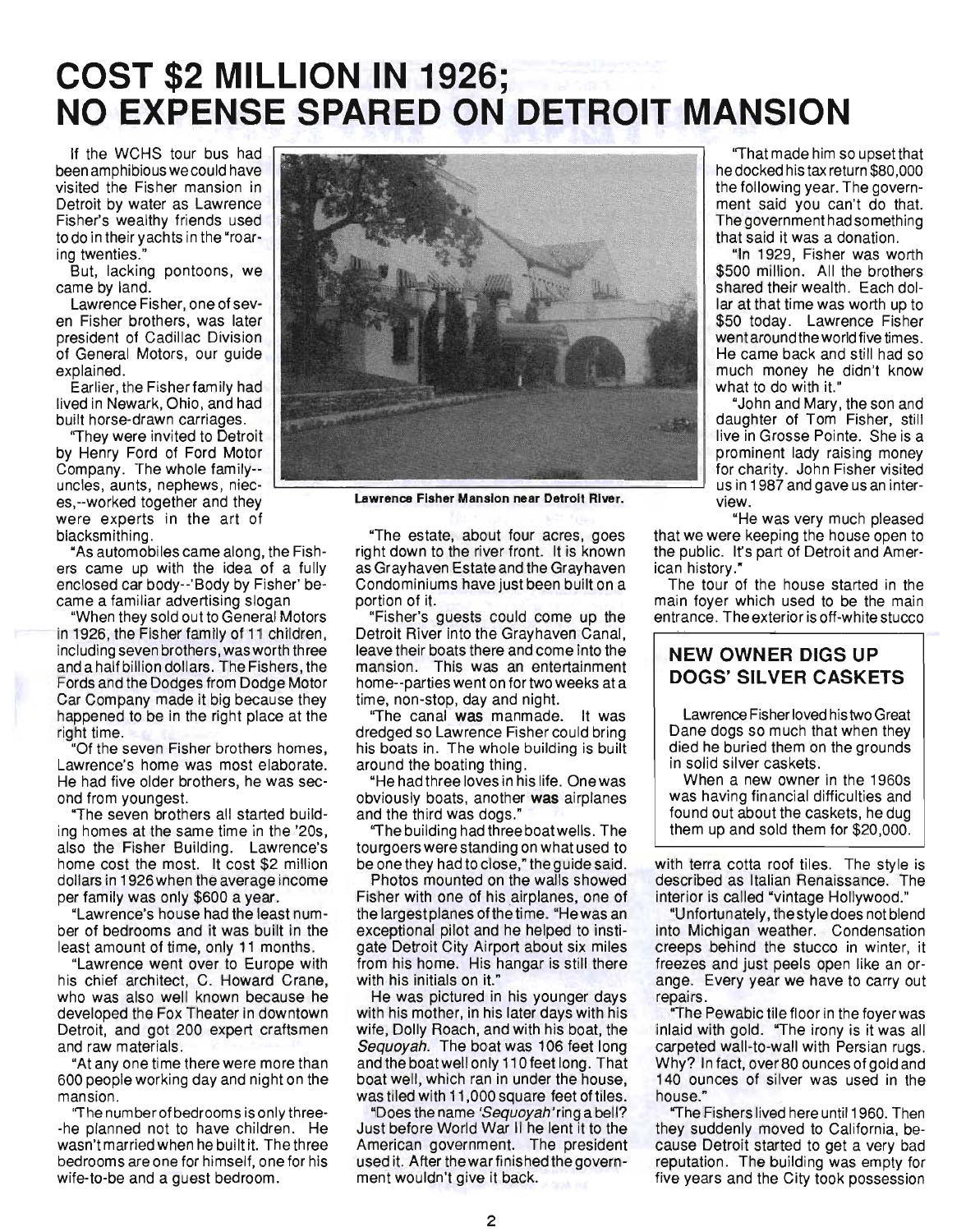# COST $2 MILLION IN 1926; NO EXPENSE SPARED ON DETROIT MANSION

If the WCHS tour bus had been amphibious we could have visited the Fisher mansion in Detroit by water as Lawrence Fisher's wealthy friends used to do in their yachts in the "roaring twenties."

But, lacking pontoons, we came by land.

Lawrence Fisher, one of seven Fisher brothers, was later president of Cadillac Division of General Motors, our guide explained.

Earlier, the Fisher family had lived in Newark, Ohio, and had built horse-drawn carriages.

"They were invited to Detroit by Henry Ford of Ford Motor Company. The whole family--uncles, aunts, nephews, nieces,--worked together and they were experts in the art of blacksmithing.

"As automobiles came along, the Fishers came up with the idea of a fully enclosed car body--'Body by Fisher' became a familiar advertising slogan

"When they sold out to General Motors in 1926, the Fisher family of 11 children, including seven brothers, was worth three and a half billion dollars. The Fishers, the Fords and the Dodges from Dodge Motor Car Company made it big because they happened to be in the right place at the right time.

"Of the seven Fisher brothers homes, Lawrence's home was most elaborate. He had five older brothers, he was second from youngest.

"The seven brothers all started building homes at the same time in the '20s, also the Fisher Building. Lawrence's home cost the most. It cost $2 million dollars in 1926 when the average income per family was only $600 a year.

"Lawrence's house had the least number of bedrooms and it was built in the least amount of time, only 11 months.

"Lawrence went over to Europe with his chief architect, C. Howard Crane, who was also well known because he developed the Fox Theater in downtown Detroit, and got 200 expert craftsmen and raw materials.

"At any one time there were more than 600 people working day and night on the mansion.

"The number of bedrooms is only three--he planned not to have children. He wasn't married when he built it. The three bedrooms are one for himself, one for his wife-to-be and a guest bedroom.

Lawrence Fisher Mansion near Detroit River.

"The estate, about four acres, goes right down to the river front. It is known as Grayhaven Estate and the Grayhaven Condominiums have just been built on a portion of it.

"Fisher's guests could come up the Detroit River into the Grayhaven Canal, leave their boats there and come into the mansion. This was an entertainment home--parties went on for two weeks at a time, non-stop, day and night.

"The canal **was** manmade. It was dredged so Lawrence Fisher could bring his boats in. The whole building is built around the boating thing.

"He had three loves in his life. One was obviously boats, another **was** airplanes and the third was dogs."

"The building had three boat wells. The tourgoers were standing on what used to be one they had to close," the guide said.

Photos mounted on the walls showed Fisher with one of his airplanes, one of the largest planes of the time. "He was an exceptional pilot and he helped to instigate Detroit City Airport about six miles from his home. His hangar is still there with his initials on it."

He was pictured in his younger days with his mother, in his later days with his wife, Dolly Roach, and with his boat, the *Sequoyah*. The boat was 106 feet long and the boat well only 110 feet long. That boat well, which ran in under the house, was tiled with 11,000 square feet of tiles.

"Does the name '*Sequoyah*' ring a bell? Just before World War II he lent it to the American government. The president used it. After the war finished the government wouldn't give it back.

"That made him so upset that he docked his tax return $80,000 the following year. The government said you can't do that. The government had something that said it was a donation.

"In 1929, Fisher was worth $500 million. All the brothers shared their wealth. Each dollar at that time was worth up to $50 today. Lawrence Fisher went around the world five times. He came back and still had so much money he didn't know what to do with it."

"John and Mary, the son and daughter of Tom Fisher, still live in Grosse Pointe. She is a prominent lady raising money for charity. John Fisher visited us in 1987 and gave us an interview.

"He was very much pleased that we were keeping the house open to the public. It's part of Detroit and American history."

The tour of the house started in the main foyer which used to be the main entrance. The exterior is off-white stucco with terra cotta roof tiles. The style is described as Italian Renaissance. The interior is called "vintage Hollywood."

"Unfortunately, the style does not blend into Michigan weather. Condensation creeps behind the stucco in winter, it freezes and just peels open like an orange. Every year we have to carry out repairs.

"The Pewabic tile floor in the foyer was inlaid with gold. "The irony is it was all carpeted wall-to-wall with Persian rugs. Why? In fact, over 80 ounces of gold and 140 ounces of silver was used in the house."

"The Fishers lived here until 1960. Then they suddenly moved to California, because Detroit started to get a very bad reputation. The building was empty for five years and the City took possession

## NEW OWNER DIGS UP DOGS' SILVER CASKETS

Lawrence Fisher loved his two Great Dane dogs so much that when they died he buried them on the grounds in solid silver caskets.

When a new owner in the 1960s was having financial difficulties and found out about the caskets, he dug them up and sold them for $20,000.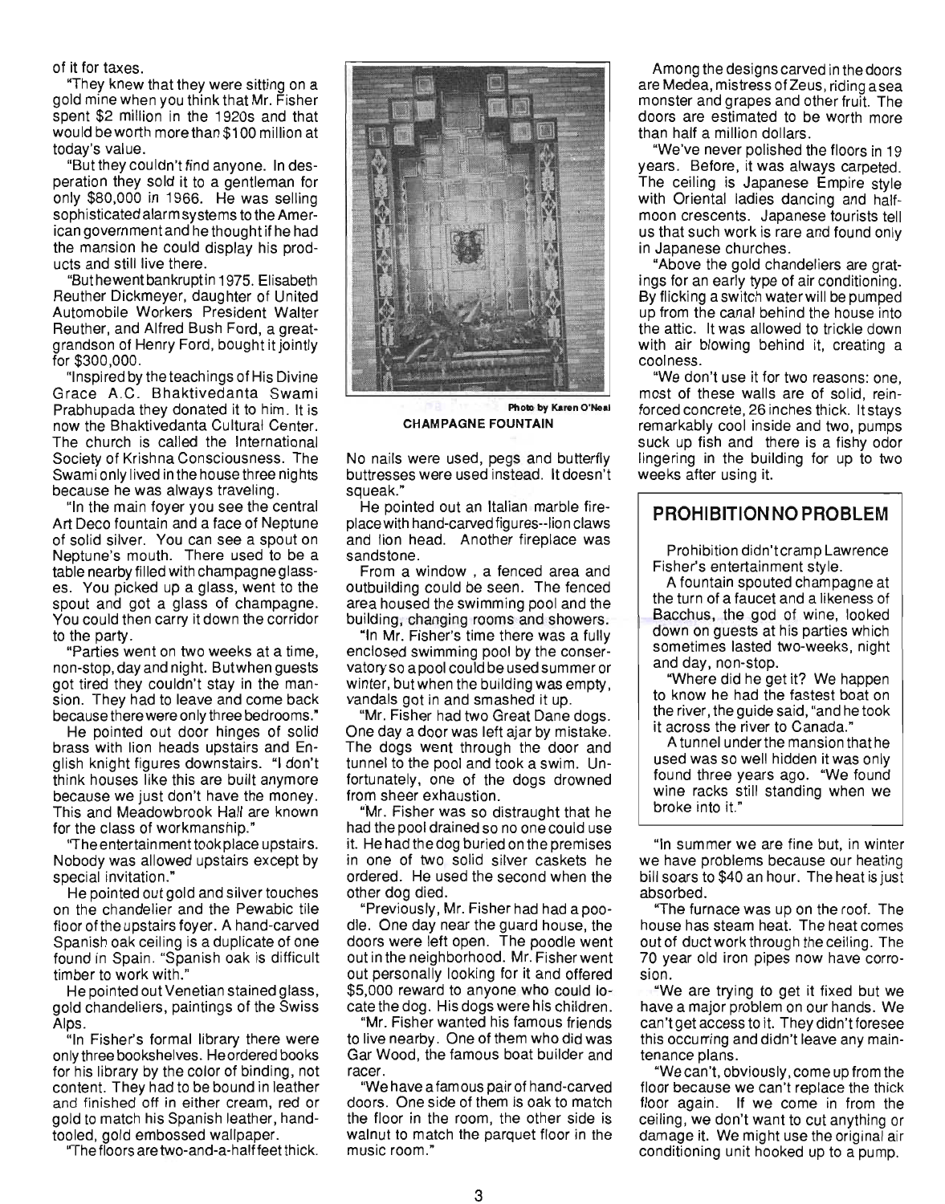of it for taxes.

"They knew that they were sitting on a gold mine when you think that Mr. Fisher spent $2 million in the 1920s and that would be worth more than $100 million at today's value.

"But they couldn't find anyone. In desperation they sold it to a gentleman for only $80,000 in 1966. He was selling sophisticated alarm systems to the American government and he thought if he had the mansion he could display his products and still live there.

"But he went bankrupt in 1975. Elisabeth Reuther Dickmeyer, daughter of United Automobile Workers President Walter Reuther, and Alfred Bush Ford, a great-grandson of Henry Ford, bought it jointly for $300,000.

"Inspired by the teachings of His Divine Grace A.C. Bhaktivedanta Swami Prabhupada they donated it to him. It is now the Bhaktivedanta Cultural Center. The church is called the International Society of Krishna Consciousness. The Swami only lived in the house three nights because he was always traveling.

"In the main foyer you see the central Art Deco fountain and a face of Neptune of solid silver. You can see a spout on Neptune's mouth. There used to be a table nearby filled with champagne glasses. You picked up a glass, went to the spout and got a glass of champagne. You could then carry it down the corridor to the party.

"Parties went on two weeks at a time, non-stop, day and night. But when guests got tired they couldn't stay in the mansion. They had to leave and come back because there were only three bedrooms."

He pointed out door hinges of solid brass with lion heads upstairs and English knight figures downstairs. "I don't think houses like this are built anymore because we just don't have the money. This and Meadowbrook Hall are known for the class of workmanship."

"The entertainment took place upstairs. Nobody was allowed upstairs except by special invitation."

He pointed out gold and silver touches on the chandelier and the Pewabic tile floor of the upstairs foyer. A hand-carved Spanish oak ceiling is a duplicate of one found in Spain. "Spanish oak is difficult timber to work with."

He pointed out Venetian stained glass, gold chandeliers, paintings of the Swiss Alps.

"In Fisher's formal library there were only three bookshelves. He ordered books for his library by the color of binding, not content. They had to be bound in leather and finished off in either cream, red or gold to match his Spanish leather, hand-tooled, gold embossed wallpaper.

"The floors are two-and-a-half feet thick. No nails were used, pegs and butterfly buttresses were used instead. It doesn't squeak."

Photo by Karen O'Neal

**CHAMPAGNE FOUNTAIN**

He pointed out an Italian marble fireplace with hand-carved figures--lion claws and lion head. Another fireplace was sandstone.

From a window , a fenced area and outbuilding could be seen. The fenced area housed the swimming pool and the building, changing rooms and showers.

"In Mr. Fisher's time there was a fully enclosed swimming pool by the conservatory so a pool could be used summer or winter, but when the building was empty, vandals got in and smashed it up.

"Mr. Fisher had two Great Dane dogs. One day a door was left ajar by mistake. The dogs went through the door and tunnel to the pool and took a swim. Unfortunately, one of the dogs drowned from sheer exhaustion.

"Mr. Fisher was so distraught that he had the pool drained so no one could use it. He had the dog buried on the premises in one of two solid silver caskets he ordered. He used the second when the other dog died.

"Previously, Mr. Fisher had had a poodle. One day near the guard house, the doors were left open. The poodle went out in the neighborhood. Mr. Fisher went out personally looking for it and offered $5,000 reward to anyone who could locate the dog. His dogs were his children.

"Mr. Fisher wanted his famous friends to live nearby. One of them who did was Gar Wood, the famous boat builder and racer.

"We have a famous pair of hand-carved doors. One side of them is oak to match the floor in the room, the other side is walnut to match the parquet floor in the music room."

Among the designs carved in the doors are Medea, mistress of Zeus, riding a sea monster and grapes and other fruit. The doors are estimated to be worth more than half a million dollars.

"We've never polished the floors in 19 years. Before, it was always carpeted. The ceiling is Japanese Empire style with Oriental ladies dancing and half-moon crescents. Japanese tourists tell us that such work is rare and found only in Japanese churches.

"Above the gold chandeliers are gratings for an early type of air conditioning. By flicking a switch water will be pumped up from the canal behind the house into the attic. It was allowed to trickle down with air blowing behind it, creating a coolness.

"We don't use it for two reasons: one, most of these walls are of solid, reinforced concrete, 26 inches thick. It stays remarkably cool inside and two, pumps suck up fish and there is a fishy odor lingering in the building for up to two weeks after using it.

> ## PROHIBITION NO PROBLEM
>
> Prohibition didn't cramp Lawrence Fisher's entertainment style.
>
> A fountain spouted champagne at the turn of a faucet and a likeness of Bacchus, the god of wine, looked down on guests at his parties which sometimes lasted two-weeks, night and day, non-stop.
>
> "Where did he get it? We happen to know he had the fastest boat on the river, the guide said, "and he took it across the river to Canada."
>
> A tunnel under the mansion that he used was so well hidden it was only found three years ago. "We found wine racks still standing when we broke into it."

"In summer we are fine but, in winter we have problems because our heating bill soars to $40 an hour. The heat is just absorbed.

"The furnace was up on the roof. The house has steam heat. The heat comes out of duct work through the ceiling. The 70 year old iron pipes now have corrosion.

"We are trying to get it fixed but we have a major problem on our hands. We can't get access to it. They didn't foresee this occurring and didn't leave any maintenance plans.

"We can't, obviously, come up from the floor because we can't replace the thick floor again. If we come in from the ceiling, we don't want to cut anything or damage it. We might use the original air conditioning unit hooked up to a pump.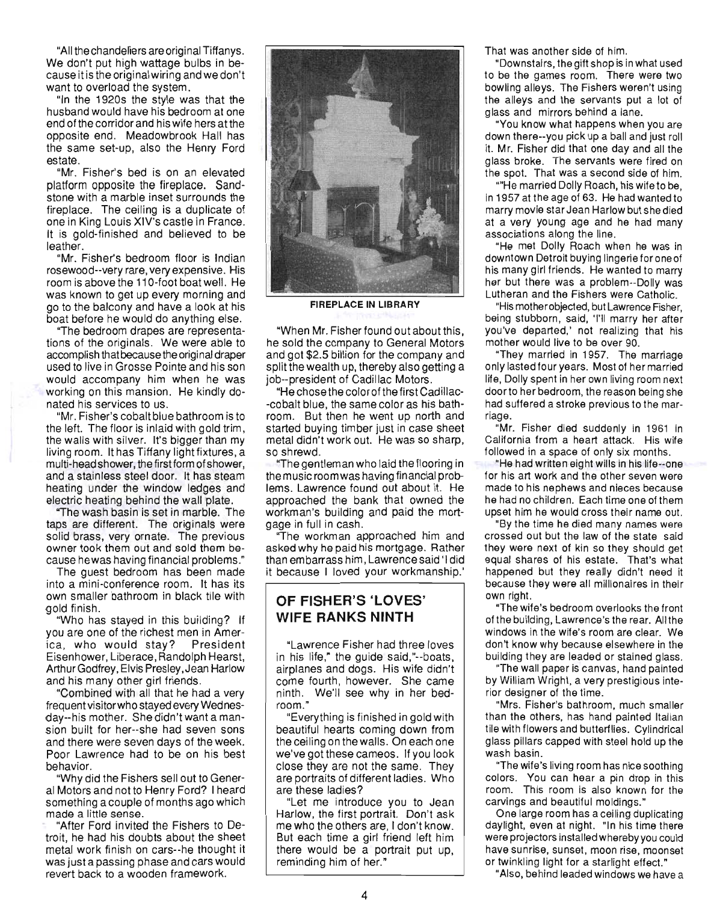"All the chandeliers are original Tiffanys. We don't put high wattage bulbs in because it is the original wiring and we don't want to overload the system.

"In the 1920s the style was that the husband would have his bedroom at one end of the corridor and his wife hers at the opposite end. Meadowbrook Hall has the same set-up, also the Henry Ford estate.

"Mr. Fisher's bed is on an elevated platform opposite the fireplace. Sandstone with a marble inset surrounds the fireplace. The ceiling is a duplicate of one in King Louis XIV's castle in France. It is gold-finished and believed to be leather.

"Mr. Fisher's bedroom floor is Indian rosewood--very rare, very expensive. His room is above the 110-foot boat well. He was known to get up every morning and go to the balcony and have a look at his boat before he would do anything else.

"The bedroom drapes are representations of the originals. We were able to accomplish that because the original draper used to live in Grosse Pointe and his son would accompany him when he was working on this mansion. He kindly donated his services to us.

"Mr. Fisher's cobalt blue bathroom is to the left. The floor is inlaid with gold trim, the walls with silver. It's bigger than my living room. It has Tiffany light fixtures, a multi-head shower, the first form of shower, and a stainless steel door. It has steam heating under the window ledges and electric heating behind the wall plate.

"The wash basin is set in marble. The taps are different. The originals were solid brass, very ornate. The previous owner took them out and sold them because he was having financial problems."

The guest bedroom has been made into a mini-conference room. It has its own smaller bathroom in black tile with gold finish.

"Who has stayed in this building? If you are one of the richest men in America, who would stay? President Eisenhower, Liberace, Randolph Hearst, Arthur Godfrey, Elvis Presley, Jean Harlow and his many other girl friends.

"Combined with all that he had a very frequent visitor who stayed every Wednesday--his mother. She didn't want a mansion built for her--she had seven sons and there were seven days of the week. Poor Lawrence had to be on his best behavior.

"Why did the Fishers sell out to General Motors and not to Henry Ford? I heard something a couple of months ago which made a little sense.

"After Ford invited the Fishers to Detroit, he had his doubts about the sheet metal work finish on cars--he thought it was just a passing phase and cars would revert back to a wooden framework.

FIREPLACE IN LIBRARY

"When Mr. Fisher found out about this, he sold the company to General Motors and got $2.5 billion for the company and split the wealth up, thereby also getting a job--president of Cadillac Motors.

"He chose the color of the first Cadillac--cobalt blue, the same color as his bathroom. But then he went up north and started buying timber just in case sheet metal didn't work out. He was so sharp, so shrewd.

"The gentleman who laid the flooring in the music room was having financial problems. Lawrence found out about it. He approached the bank that owned the workman's building and paid the mortgage in full in cash.

"The workman approached him and asked why he paid his mortgage. Rather than embarrass him, Lawrence said 'I did it because I loved your workmanship.'

## OF FISHER'S 'LOVES' WIFE RANKS NINTH

"Lawrence Fisher had three loves in his life," the guide said,"--boats, airplanes and dogs. His wife didn't come fourth, however. She came ninth. We'll see why in her bedroom."

"Everything is finished in gold with beautiful hearts coming down from the ceiling on the walls. On each one we've got these cameos. If you look close they are not the same. They are portraits of different ladies. Who are these ladies?

"Let me introduce you to Jean Harlow, the first portrait. Don't ask me who the others are, I don't know. But each time a girl friend left him there would be a portrait put up, reminding him of her."

That was another side of him.

"Downstairs, the gift shop is in what used to be the games room. There were two bowling alleys. The Fishers weren't using the alleys and the servants put a lot of glass and mirrors behind a lane.

"You know what happens when you are down there--you pick up a ball and just roll it. Mr. Fisher did that one day and all the glass broke. The servants were fired on the spot. That was a second side of him.

""He married Dolly Roach, his wife to be, in 1957 at the age of 63. He had wanted to marry movie star Jean Harlow but she died at a very young age and he had many associations along the line.

"He met Dolly Roach when he was in downtown Detroit buying lingerie for one of his many girl friends. He wanted to marry her but there was a problem--Dolly was Lutheran and the Fishers were Catholic.

"His mother objected, but Lawrence Fisher, being stubborn, said, 'I'll marry her after you've departed,' not realizing that his mother would live to be over 90.

"They married in 1957. The marriage only lasted four years. Most of her married life, Dolly spent in her own living room next door to her bedroom, the reason being she had suffered a stroke previous to the marriage.

"Mr. Fisher died suddenly in 1961 in California from a heart attack. His wife followed in a space of only six months.

"He had written eight wills in his life--one for his art work and the other seven were made to his nephews and nieces because he had no children. Each time one of them upset him he would cross their name out.

"By the time he died many names were crossed out but the law of the state said they were next of kin so they should get equal shares of his estate. That's what happened but they really didn't need it because they were all millionaires in their own right.

"The wife's bedroom overlooks the front of the building, Lawrence's the rear. All the windows in the wife's room are clear. We don't know why because elsewhere in the building they are leaded or stained glass.

"The wall paper is canvas, hand painted by William Wright, a very prestigious interior designer of the time.

"Mrs. Fisher's bathroom, much smaller than the others, has hand painted Italian tile with flowers and butterflies. Cylindrical glass pillars capped with steel hold up the wash basin.

"The wife's living room has nice soothing colors. You can hear a pin drop in this room. This room is also known for the carvings and beautiful moldings."

One large room has a ceiling duplicating daylight, even at night. "In his time there were projectors installed whereby you could have sunrise, sunset, moon rise, moonset or twinkling light for a starlight effect."

"Also, behind leaded windows we have a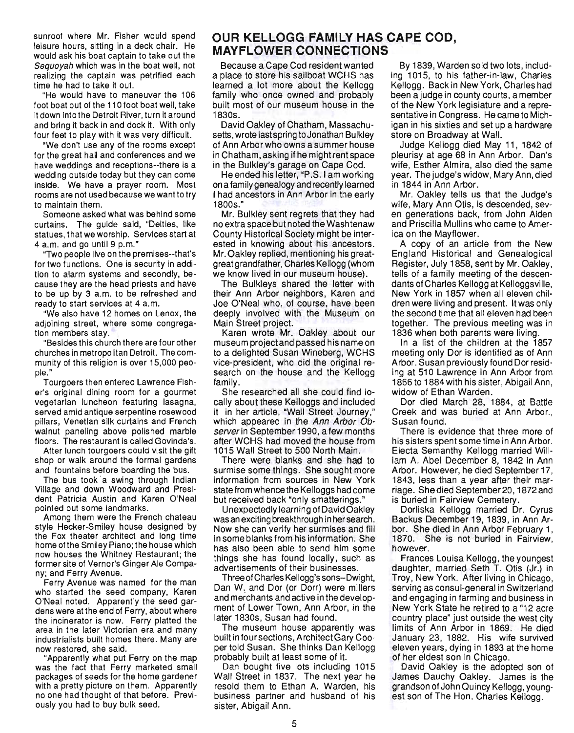sunroof where Mr. Fisher would spend leisure hours, sitting in a deck chair. He would ask his boat captain to take out the *Sequoyah* which was in the boat well, not realizing the captain was petrified each time he had to take it out.

"He would have to maneuver the 106 foot boat out of the 110 foot boat well, take it down into the Detroit River, turn it around and bring it back in and dock it. With only four feet to play with it was very difficult.

"We don't use any of the rooms except for the great hall and conferences and we have weddings and receptions--there is a wedding outside today but they can come inside. We have a prayer room. Most rooms are not used because we want to try to maintain them.

Someone asked what was behind some curtains. The guide said, "Deities, like statues, that we worship. Services start at 4 a.m. and go until 9 p.m."

"Two people live on the premises--that's for two functions. One is security in addition to alarm systems and secondly, because they are the head priests and have to be up by 3 a.m. to be refreshed and ready to start services at 4 a.m.

"We also have 12 homes on Lenox, the adjoining street, where some congregation members stay.

"Besides this church there are four other churches in metropolitan Detroit. The community of this religion is over 15,000 people."

Tourgoers then entered Lawrence Fisher's original dining room for a gourmet vegetarian luncheon featuring lasagna, served amid antique serpentine rosewood pillars, Venetian silk curtains and French walnut paneling above polished marble floors. The restaurant is called Govinda's.

After lunch tourgoers could visit the gift shop or walk around the formal gardens and fountains before boarding the bus.

The bus took a swing through Indian Village and down Woodward and President Patricia Austin and Karen O'Neal pointed out some landmarks.

Among them were the French chateau style Hecker-Smiley house designed by the Fox theater architect and long time home of the Smiley Piano; the house which now houses the Whitney Restaurant; the former site of Vernor's Ginger Ale Company; and Ferry Avenue.

Ferry Avenue was named for the man who started the seed company, Karen O'Neal noted. Apparently the seed gardens were at the end of Ferry, about where the incinerator is now. Ferry platted the area in the later Victorian era and many industrialists built homes there. Many are now restored, she said.

"Apparently what put Ferry on the map was the fact that Ferry marketed small packages of seeds for the home gardener with a pretty picture on them. Apparently no one had thought of that before. Previously you had to buy bulk seed.

## OUR KELLOGG FAMILY HAS CAPE COD, MAYFLOWER CONNECTIONS

Because a Cape Cod resident wanted a place to store his sailboat WCHS has learned a lot more about the Kellogg family who once owned and probably built most of our museum house in the 1830s.

David Oakley of Chatham, Massachusetts, wrote last spring to Jonathan Bulkley of Ann Arbor who owns a summer house in Chatham, asking if he might rent space in the Bulkley's garage on Cape Cod.

He ended his letter, "P.S. I am working on a family genealogy and recently learned I had ancestors in Ann Arbor in the early 1800s."

Mr. Bulkley sent regrets that they had no extra space but noted the Washtenaw County Historical Society might be interested in knowing about his ancestors. Mr. Oakley replied, mentioning his great-great grandfather, Charles Kellogg (whom we know lived in our museum house).

The Bulkleys shared the letter with their Ann Arbor neighbors, Karen and Joe O'Neal who, of course, have been deeply involved with the Museum on Main Street project.

Karen wrote Mr. Oakley about our museum project and passed his name on to a delighted Susan Wineberg, WCHS vice-president, who did the original research on the house and the Kellogg family.

She researched all she could find locally about these Kelloggs and included it in her article, "Wall Street Journey," which appeared in the *Ann Arbor Observer* in September 1990, a few months after WCHS had moved the house from 1015 Wall Street to 500 North Main.

There were blanks and she had to surmise some things. She sought more information from sources in New York state from whence the Kelloggs had come but received back "only smatterings."

Unexpectedly learning of David Oakley was an exciting breakthrough in her search. Now she can verify her surmises and fill in some blanks from his information. She has also been able to send him some things she has found locally, such as advertisements of their businesses.

Three of Charles Kellogg's sons--Dwight, Dan W. and Dor (or Dorr) were millers and merchants and active in the development of Lower Town, Ann Arbor, in the later 1830s, Susan had found.

The museum house apparently was built in four sections, Architect Gary Cooper told Susan. She thinks Dan Kellogg probably built at least some of it.

Dan bought five lots including 1015 Wall Street in 1837. The next year he resold them to Ethan A. Warden, his business partner and husband of his sister, Abigail Ann.

By 1839, Warden sold two lots, including 1015, to his father-in-law, Charles Kellogg. Back in New York, Charles had been a judge in county courts, a member of the New York legislature and a representative in Congress. He came to Michigan in his sixties and set up a hardware store on Broadway at Wall.

Judge Kellogg died May 11, 1842 of pleurisy at age 68 in Ann Arbor. Dan's wife, Esther Almira, also died the same year. The judge's widow, Mary Ann, died in 1844 in Ann Arbor.

Mr. Oakley tells us that the Judge's wife, Mary Ann Otis, is descended, seven generations back, from John Alden and Priscilla Mullins who came to America on the Mayflower.

A copy of an article from the New England Historical and Genealogical Register, July 1858, sent by Mr. Oakley, tells of a family meeting of the descendants of Charles Kellogg at Kelloggsville, New York in 1857 when all eleven children were living and present. It was only the second time that all eleven had been together. The previous meeting was in 1836 when both parents were living.

In a list of the children at the 1857 meeting only Dor is identified as of Ann Arbor. Susan previously found Dor residing at 510 Lawrence in Ann Arbor from 1866 to 1884 with his sister, Abigail Ann, widow of Ethan Warden.

Dor died March 28, 1884, at Battle Creek and was buried at Ann Arbor., Susan found.

There is evidence that three more of his sisters spent some time in Ann Arbor. Electa Semanthy Kellogg married William A. Abel December 8, 1842 in Ann Arbor. However, he died September 17, 1843, less than a year after their marriage. She died September 20, 1872 and is buried in Fairview Cemetery.

Dorliska Kellogg married Dr. Cyrus Backus December 19, 1839, in Ann Arbor. She died in Ann Arbor February 1, 1870. She is not buried in Fairview, however.

Frances Louisa Kellogg, the youngest daughter, married Seth T. Otis (Jr.) in Troy, New York. After living in Chicago, serving as consul-general in Switzerland and engaging in farming and business in New York State he retired to a "12 acre country place" just outside the west city limits of Ann Arbor in 1869. He died January 23, 1882. His wife survived eleven years, dying in 1893 at the home of her eldest son in Chicago.

David Oakley is the adopted son of James Dauchy Oakley. James is the grandson of John Quincy Kellogg, youngest son of The Hon. Charles Kellogg.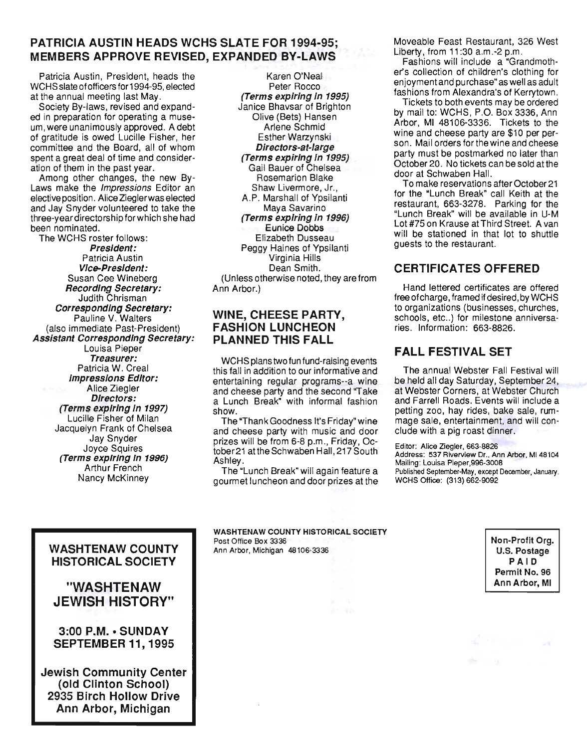## PATRICIA AUSTIN HEADS WCHS SLATE FOR 1994-95; MEMBERS APPROVE REVISED, EXPANDED BY-LAWS

Patricia Austin, President, heads the WCHS slate of officers for 1994-95, elected at the annual meeting last May.

Society By-laws, revised and expanded in preparation for operating a museum, were unanimously approved. A debt of gratitude is owed Lucille Fisher, her committee and the Board, all of whom spent a great deal of time and consideration of them in the past year.

Among other changes, the new By-Laws make the *Impressions* Editor an elective position. Alice Ziegler was elected and Jay Snyder volunteered to take the three-year directorship for which she had been nominated.

The WCHS roster follows:

***President:***
Patricia Austin

***Vice-President:***
Susan Cee Wineberg

***Recording Secretary:***
Judith Chrisman

***Corresponding Secretary:***
Pauline V. Walters
(also immediate Past-President)

***Assistant Corresponding Secretary:***
Louisa Pieper

***Treasurer:***
Patricia W. Creal

***Impressions Editor:***
Alice Ziegler

***Directors:***

***(Terms expiring in 1997)***
Lucille Fisher of Milan
Jacquelyn Frank of Chelsea
Jay Snyder
Joyce Squires

***(Terms expiring in 1996)***
Arthur French
Nancy McKinney
Karen O'Neal
Peter Rocco

***(Terms expiring in 1995)***
Janice Bhavsar of Brighton
Olive (Bets) Hansen
Arlene Schmid
Esther Warzynski

***Directors-at-large***

***(Terms expiring in 1995)***
Gail Bauer of Chelsea
Rosemarion Blake
Shaw Livermore, Jr.,
A.P. Marshall of Ypsilanti
Maya Savarino

***(Terms expiring in 1996)***
Eunice Dobbs
Elizabeth Dusseau
Peggy Haines of Ypsilanti
Virginia Hills
Dean Smith.

(Unless otherwise noted, they are from Ann Arbor.)

## WINE, CHEESE PARTY, FASHION LUNCHEON PLANNED THIS FALL

WCHS plans two fun fund-raising events this fall in addition to our informative and entertaining regular programs--a wine and cheese party and the second "Take a Lunch Break" with informal fashion show.

The "Thank Goodness It's Friday" wine and cheese party with music and door prizes will be from 6-8 p.m., Friday, October 21 at the Schwaben Hall, 217 South Ashley.

The "Lunch Break" will again feature a gourmet luncheon and door prizes at the Moveable Feast Restaurant, 326 West Liberty, from 11:30 a.m.-2 p.m.

Fashions will include a "Grandmother's collection of children's clothing for enjoyment and purchase" as well as adult fashions from Alexandra's of Kerrytown.

Tickets to both events may be ordered by mail to: WCHS, P.O. Box 3336, Ann Arbor, MI 48106-3336. Tickets to the wine and cheese party are $10 per person. Mail orders for the wine and cheese party must be postmarked no later than October 20. No tickets can be sold at the door at Schwaben Hall.

To make reservations after October 21 for the "Lunch Break" call Keith at the restaurant, 663-3278. Parking for the "Lunch Break" will be available in U-M Lot #75 on Krause at Third Street. A van will be stationed in that lot to shuttle guests to the restaurant.

## CERTIFICATES OFFERED

Hand lettered certificates are offered free of charge, framed if desired, by WCHS to organizations (businesses, churches, schools, etc..) for milestone anniversaries. Information: 663-8826.

## FALL FESTIVAL SET

The annual Webster Fall Festival will be held all day Saturday, September 24, at Webster Corners, at Webster Church and Farrell Roads. Events will include a petting zoo, hay rides, bake sale, rummage sale, entertainment, and will conclude with a pig roast dinner.

Editor: Alice Ziegler, 663-8826
Address: 537 Riverview Dr., Ann Arbor, MI 48104
Mailing: Louisa Pieper, 996-3008
Published September-May, except December, January.
WCHS Office: (313) 662-9092

**WASHTENAW COUNTY HISTORICAL SOCIETY**

**"WASHTENAW JEWISH HISTORY"**

**3:00 P.M. • SUNDAY SEPTEMBER 11, 1995**

**Jewish Community Center (old Clinton School) 2935 Birch Hollow Drive Ann Arbor, Michigan**

**WASHTENAW COUNTY HISTORICAL SOCIETY**
Post Office Box 3336
Ann Arbor, Michigan 48106-3336

**Non-Profit Org.**
**U.S. Postage**
**PAID**
**Permit No. 96**
**Ann Arbor, MI**